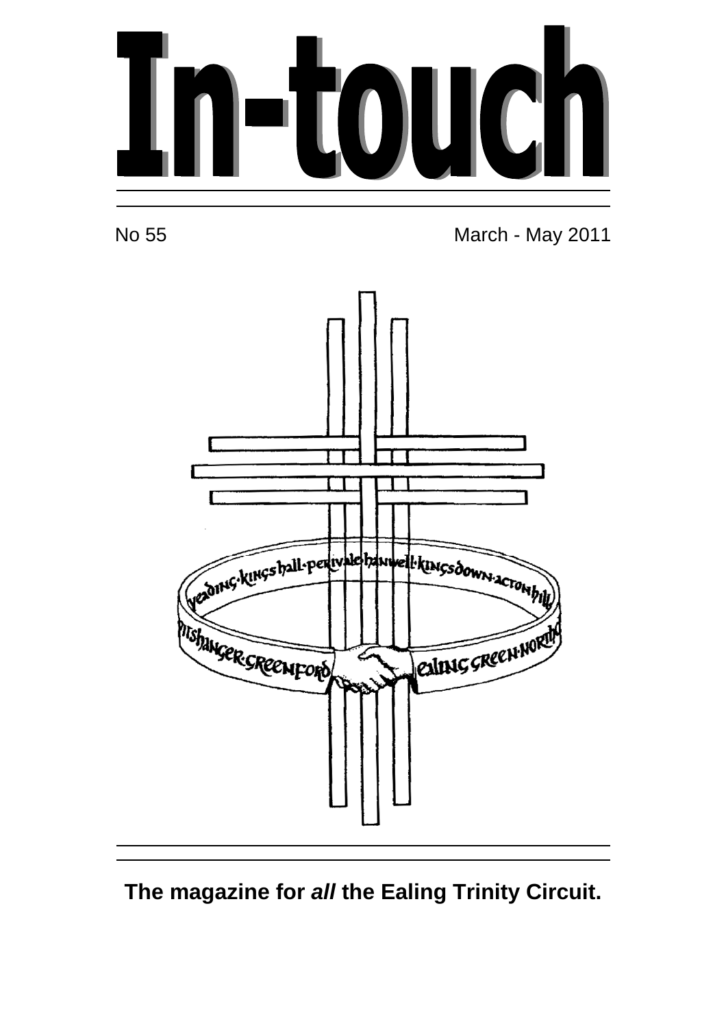# In-touch

No 55

March - May 2011

**The magazine for *all* the Ealing Trinity Circuit.**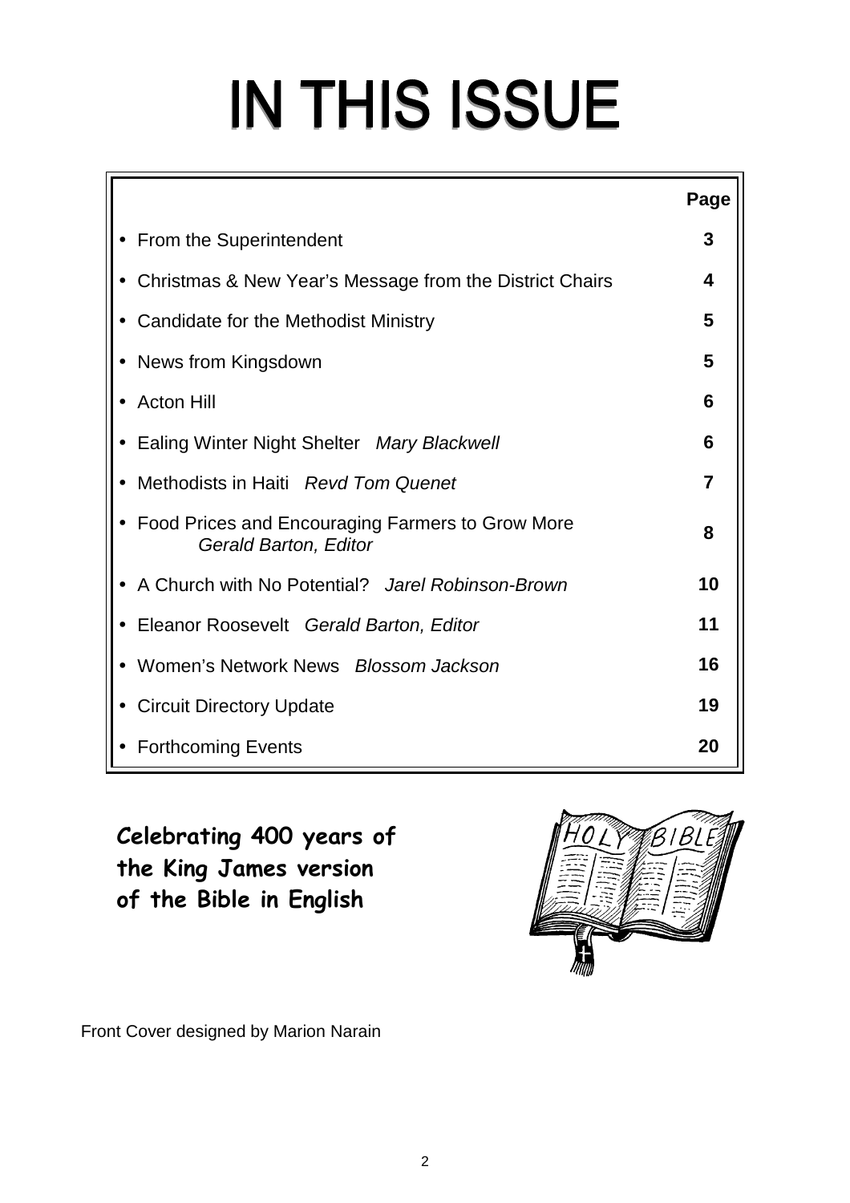# IN THIS ISSUE

| | Page |
|---|---|
| • From the Superintendent | 3 |
| • Christmas & New Year's Message from the District Chairs | 4 |
| • Candidate for the Methodist Ministry | 5 |
| • News from Kingsdown | 5 |
| • Acton Hill | 6 |
| • Ealing Winter Night Shelter *Mary Blackwell* | 6 |
| • Methodists in Haiti *Revd Tom Quenet* | 7 |
| • Food Prices and Encouraging Farmers to Grow More *Gerald Barton, Editor* | 8 |
| • A Church with No Potential? *Jarel Robinson-Brown* | 10 |
| • Eleanor Roosevelt *Gerald Barton, Editor* | 11 |
| • Women's Network News *Blossom Jackson* | 16 |
| • Circuit Directory Update | 19 |
| • Forthcoming Events | 20 |

**Celebrating 400 years of the King James version of the Bible in English**

Front Cover designed by Marion Narain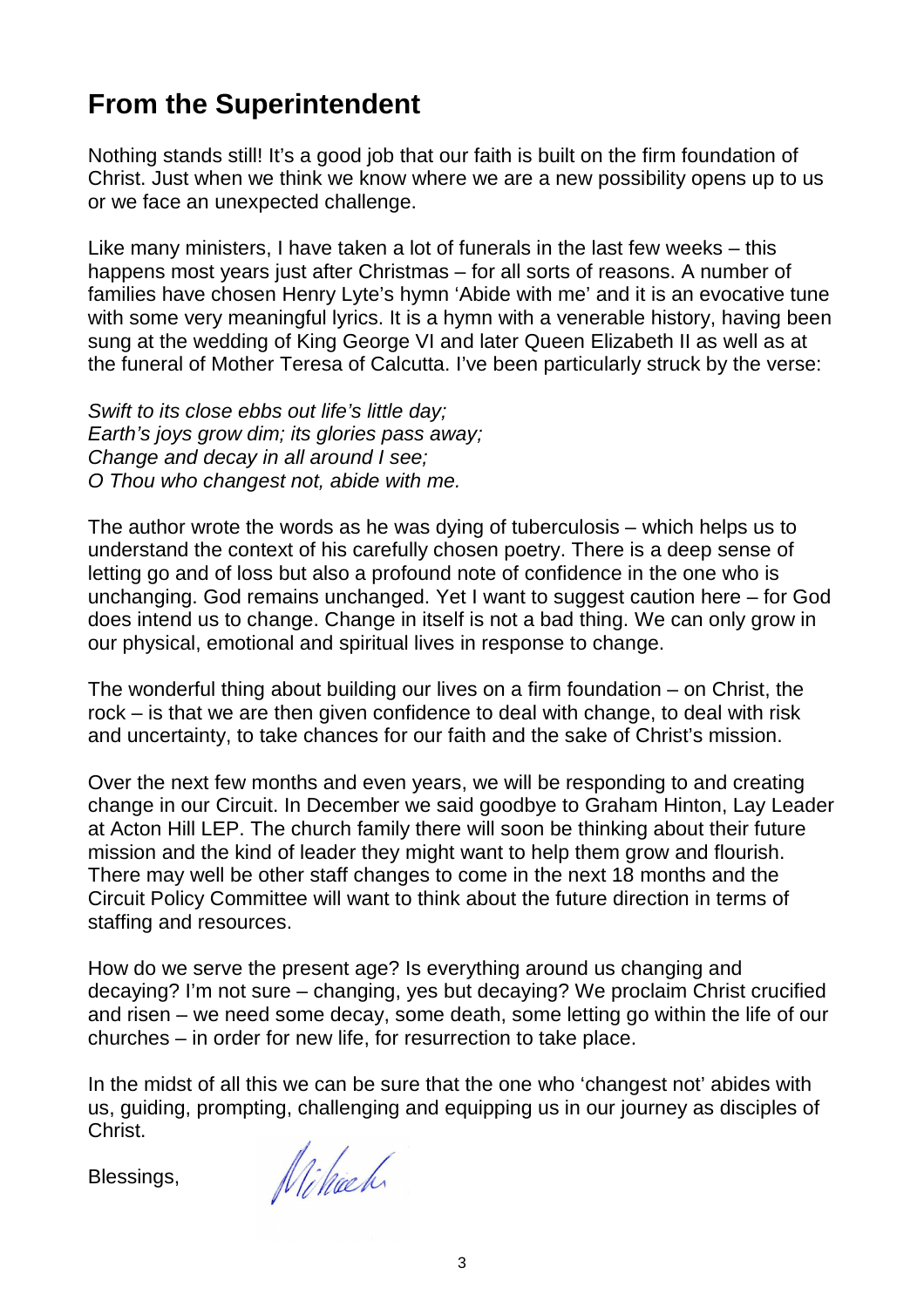## From the Superintendent

Nothing stands still! It's a good job that our faith is built on the firm foundation of Christ. Just when we think we know where we are a new possibility opens up to us or we face an unexpected challenge.

Like many ministers, I have taken a lot of funerals in the last few weeks – this happens most years just after Christmas – for all sorts of reasons. A number of families have chosen Henry Lyte's hymn 'Abide with me' and it is an evocative tune with some very meaningful lyrics. It is a hymn with a venerable history, having been sung at the wedding of King George VI and later Queen Elizabeth II as well as at the funeral of Mother Teresa of Calcutta. I've been particularly struck by the verse:

*Swift to its close ebbs out life's little day;*
*Earth's joys grow dim; its glories pass away;*
*Change and decay in all around I see;*
*O Thou who changest not, abide with me.*

The author wrote the words as he was dying of tuberculosis – which helps us to understand the context of his carefully chosen poetry. There is a deep sense of letting go and of loss but also a profound note of confidence in the one who is unchanging. God remains unchanged. Yet I want to suggest caution here – for God does intend us to change. Change in itself is not a bad thing. We can only grow in our physical, emotional and spiritual lives in response to change.

The wonderful thing about building our lives on a firm foundation – on Christ, the rock – is that we are then given confidence to deal with change, to deal with risk and uncertainty, to take chances for our faith and the sake of Christ's mission.

Over the next few months and even years, we will be responding to and creating change in our Circuit. In December we said goodbye to Graham Hinton, Lay Leader at Acton Hill LEP. The church family there will soon be thinking about their future mission and the kind of leader they might want to help them grow and flourish. There may well be other staff changes to come in the next 18 months and the Circuit Policy Committee will want to think about the future direction in terms of staffing and resources.

How do we serve the present age? Is everything around us changing and decaying? I'm not sure – changing, yes but decaying? We proclaim Christ crucified and risen – we need some decay, some death, some letting go within the life of our churches – in order for new life, for resurrection to take place.

In the midst of all this we can be sure that the one who 'changest not' abides with us, guiding, prompting, challenging and equipping us in our journey as disciples of Christ.

Blessings,

Michael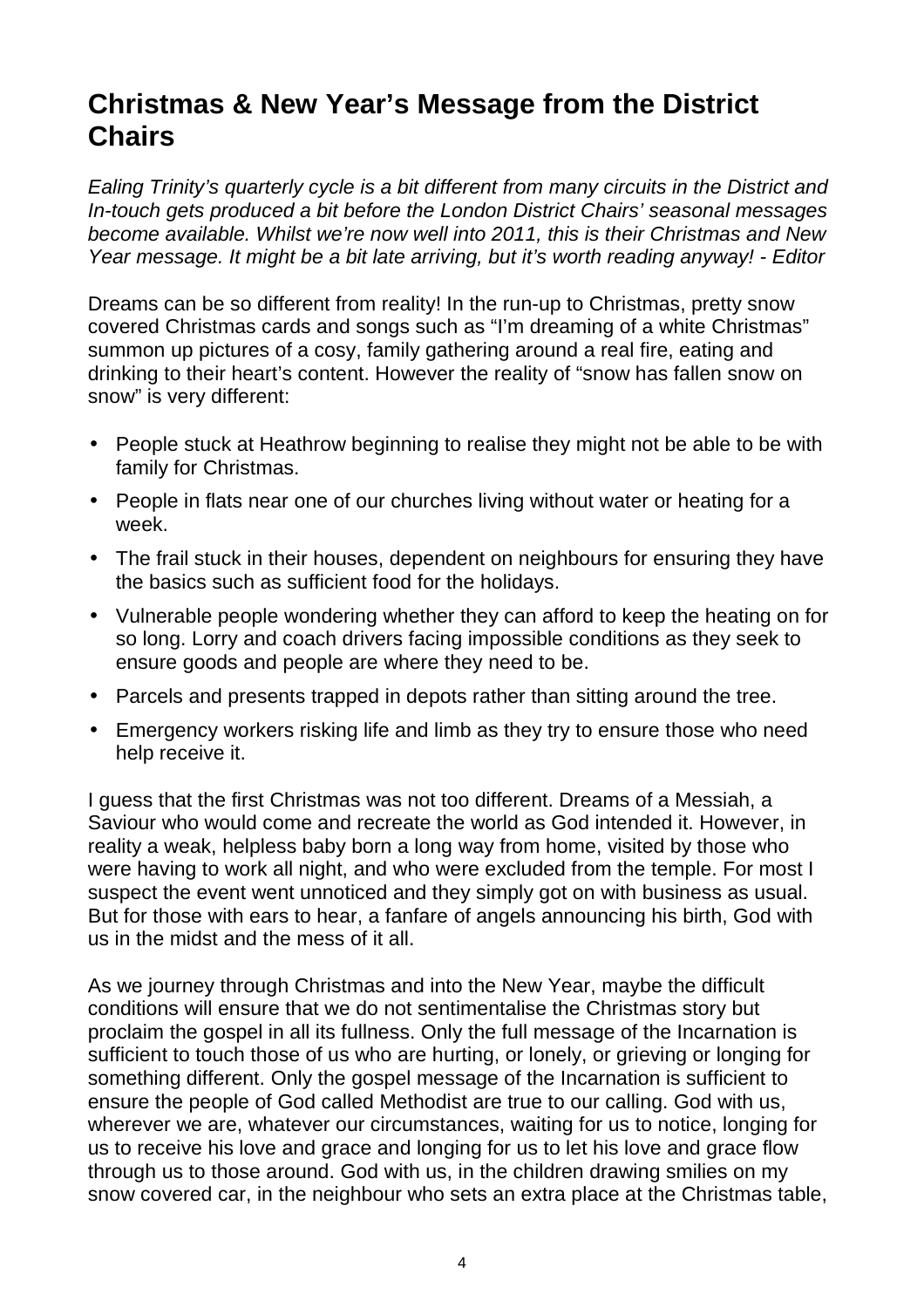# Christmas & New Year's Message from the District Chairs

*Ealing Trinity's quarterly cycle is a bit different from many circuits in the District and In-touch gets produced a bit before the London District Chairs' seasonal messages become available. Whilst we're now well into 2011, this is their Christmas and New Year message. It might be a bit late arriving, but it's worth reading anyway! - Editor*

Dreams can be so different from reality! In the run-up to Christmas, pretty snow covered Christmas cards and songs such as "I'm dreaming of a white Christmas" summon up pictures of a cosy, family gathering around a real fire, eating and drinking to their heart's content. However the reality of "snow has fallen snow on snow" is very different:

- People stuck at Heathrow beginning to realise they might not be able to be with family for Christmas.
- People in flats near one of our churches living without water or heating for a week.
- The frail stuck in their houses, dependent on neighbours for ensuring they have the basics such as sufficient food for the holidays.
- Vulnerable people wondering whether they can afford to keep the heating on for so long. Lorry and coach drivers facing impossible conditions as they seek to ensure goods and people are where they need to be.
- Parcels and presents trapped in depots rather than sitting around the tree.
- Emergency workers risking life and limb as they try to ensure those who need help receive it.

I guess that the first Christmas was not too different. Dreams of a Messiah, a Saviour who would come and recreate the world as God intended it. However, in reality a weak, helpless baby born a long way from home, visited by those who were having to work all night, and who were excluded from the temple. For most I suspect the event went unnoticed and they simply got on with business as usual. But for those with ears to hear, a fanfare of angels announcing his birth, God with us in the midst and the mess of it all.

As we journey through Christmas and into the New Year, maybe the difficult conditions will ensure that we do not sentimentalise the Christmas story but proclaim the gospel in all its fullness. Only the full message of the Incarnation is sufficient to touch those of us who are hurting, or lonely, or grieving or longing for something different. Only the gospel message of the Incarnation is sufficient to ensure the people of God called Methodist are true to our calling. God with us, wherever we are, whatever our circumstances, waiting for us to notice, longing for us to receive his love and grace and longing for us to let his love and grace flow through us to those around. God with us, in the children drawing smilies on my snow covered car, in the neighbour who sets an extra place at the Christmas table,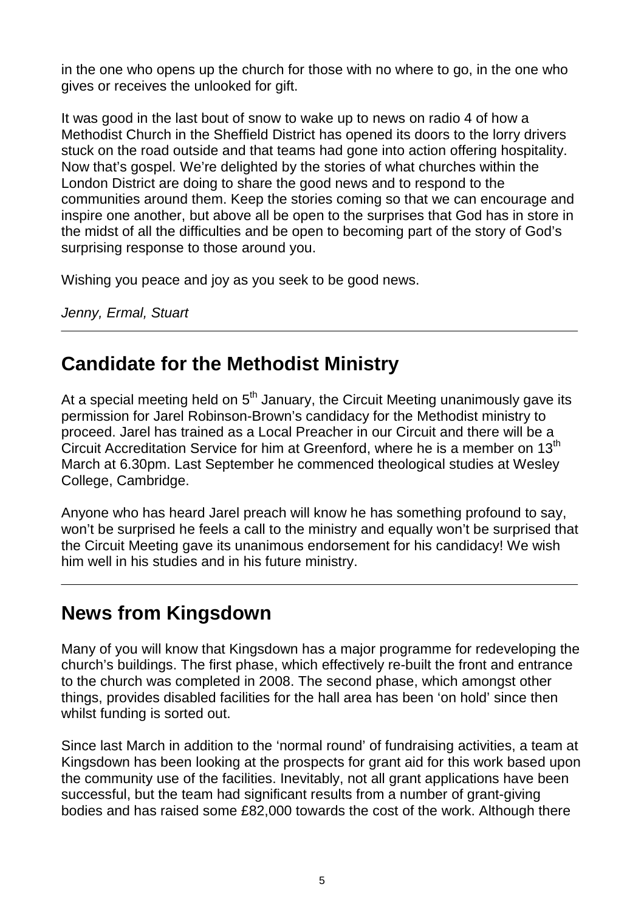in the one who opens up the church for those with no where to go, in the one who gives or receives the unlooked for gift.

It was good in the last bout of snow to wake up to news on radio 4 of how a Methodist Church in the Sheffield District has opened its doors to the lorry drivers stuck on the road outside and that teams had gone into action offering hospitality. Now that's gospel. We're delighted by the stories of what churches within the London District are doing to share the good news and to respond to the communities around them. Keep the stories coming so that we can encourage and inspire one another, but above all be open to the surprises that God has in store in the midst of all the difficulties and be open to becoming part of the story of God's surprising response to those around you.

Wishing you peace and joy as you seek to be good news.

*Jenny, Ermal, Stuart*

---

## Candidate for the Methodist Ministry

At a special meeting held on 5th January, the Circuit Meeting unanimously gave its permission for Jarel Robinson-Brown's candidacy for the Methodist ministry to proceed. Jarel has trained as a Local Preacher in our Circuit and there will be a Circuit Accreditation Service for him at Greenford, where he is a member on 13th March at 6.30pm. Last September he commenced theological studies at Wesley College, Cambridge.

Anyone who has heard Jarel preach will know he has something profound to say, won't be surprised he feels a call to the ministry and equally won't be surprised that the Circuit Meeting gave its unanimous endorsement for his candidacy! We wish him well in his studies and in his future ministry.

---

## News from Kingsdown

Many of you will know that Kingsdown has a major programme for redeveloping the church's buildings. The first phase, which effectively re-built the front and entrance to the church was completed in 2008. The second phase, which amongst other things, provides disabled facilities for the hall area has been 'on hold' since then whilst funding is sorted out.

Since last March in addition to the 'normal round' of fundraising activities, a team at Kingsdown has been looking at the prospects for grant aid for this work based upon the community use of the facilities. Inevitably, not all grant applications have been successful, but the team had significant results from a number of grant-giving bodies and has raised some £82,000 towards the cost of the work. Although there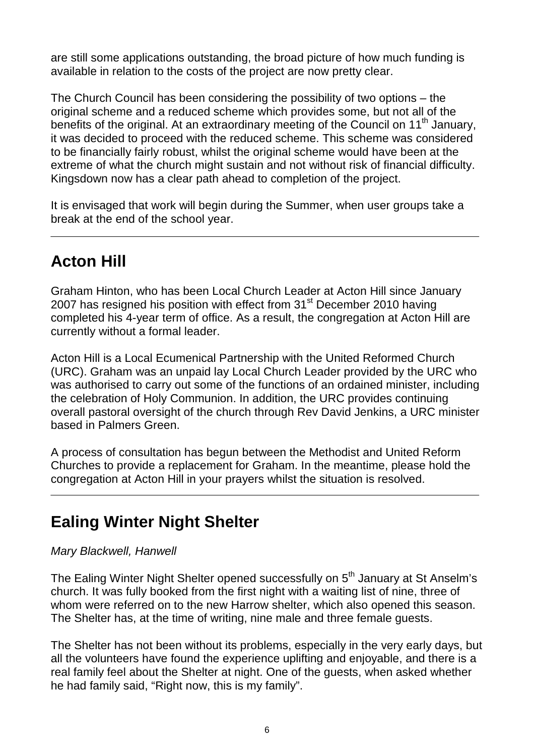are still some applications outstanding, the broad picture of how much funding is available in relation to the costs of the project are now pretty clear.

The Church Council has been considering the possibility of two options – the original scheme and a reduced scheme which provides some, but not all of the benefits of the original. At an extraordinary meeting of the Council on 11th January, it was decided to proceed with the reduced scheme. This scheme was considered to be financially fairly robust, whilst the original scheme would have been at the extreme of what the church might sustain and not without risk of financial difficulty. Kingsdown now has a clear path ahead to completion of the project.

It is envisaged that work will begin during the Summer, when user groups take a break at the end of the school year.

---

## Acton Hill

Graham Hinton, who has been Local Church Leader at Acton Hill since January 2007 has resigned his position with effect from 31st December 2010 having completed his 4-year term of office. As a result, the congregation at Acton Hill are currently without a formal leader.

Acton Hill is a Local Ecumenical Partnership with the United Reformed Church (URC). Graham was an unpaid lay Local Church Leader provided by the URC who was authorised to carry out some of the functions of an ordained minister, including the celebration of Holy Communion. In addition, the URC provides continuing overall pastoral oversight of the church through Rev David Jenkins, a URC minister based in Palmers Green.

A process of consultation has begun between the Methodist and United Reform Churches to provide a replacement for Graham. In the meantime, please hold the congregation at Acton Hill in your prayers whilst the situation is resolved.

---

## Ealing Winter Night Shelter

*Mary Blackwell, Hanwell*

The Ealing Winter Night Shelter opened successfully on 5th January at St Anselm's church. It was fully booked from the first night with a waiting list of nine, three of whom were referred on to the new Harrow shelter, which also opened this season. The Shelter has, at the time of writing, nine male and three female guests.

The Shelter has not been without its problems, especially in the very early days, but all the volunteers have found the experience uplifting and enjoyable, and there is a real family feel about the Shelter at night. One of the guests, when asked whether he had family said, "Right now, this is my family".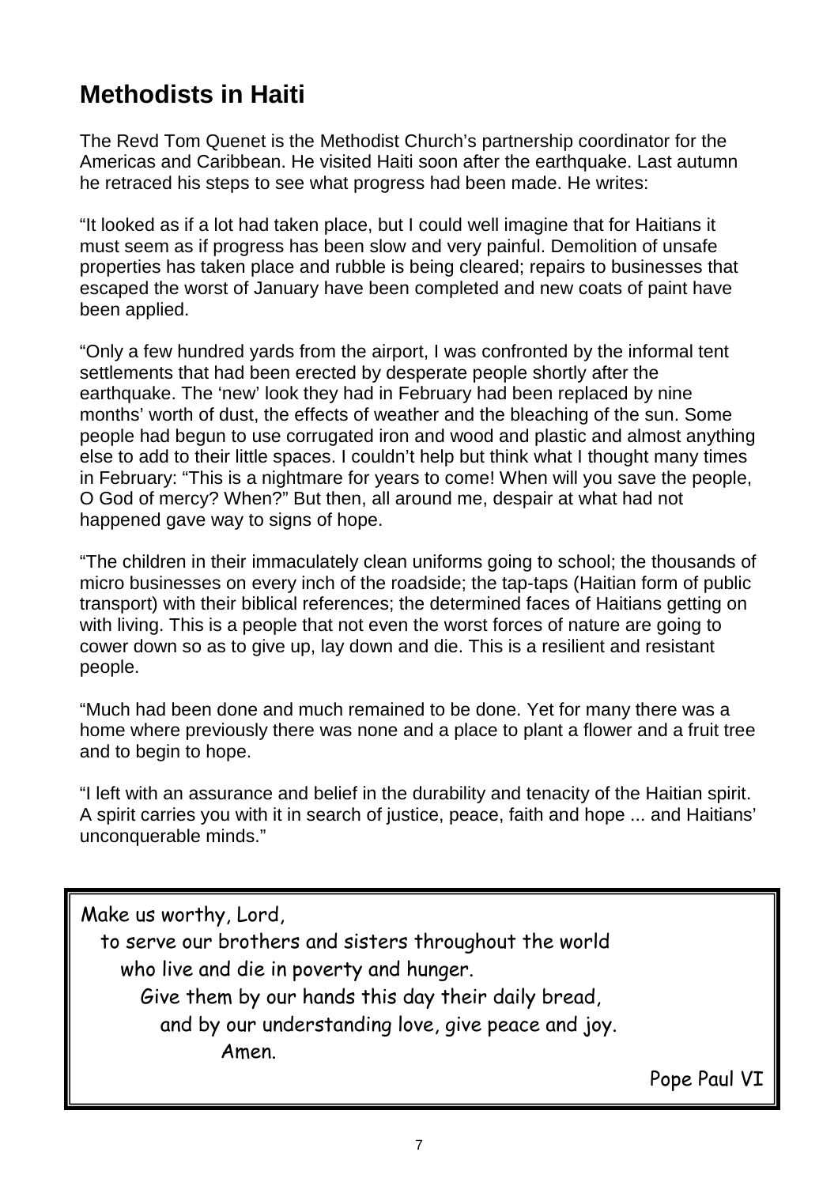# Methodists in Haiti

The Revd Tom Quenet is the Methodist Church's partnership coordinator for the Americas and Caribbean. He visited Haiti soon after the earthquake. Last autumn he retraced his steps to see what progress had been made. He writes:

"It looked as if a lot had taken place, but I could well imagine that for Haitians it must seem as if progress has been slow and very painful. Demolition of unsafe properties has taken place and rubble is being cleared; repairs to businesses that escaped the worst of January have been completed and new coats of paint have been applied.

"Only a few hundred yards from the airport, I was confronted by the informal tent settlements that had been erected by desperate people shortly after the earthquake. The 'new' look they had in February had been replaced by nine months' worth of dust, the effects of weather and the bleaching of the sun. Some people had begun to use corrugated iron and wood and plastic and almost anything else to add to their little spaces. I couldn't help but think what I thought many times in February: "This is a nightmare for years to come! When will you save the people, O God of mercy? When?" But then, all around me, despair at what had not happened gave way to signs of hope.

"The children in their immaculately clean uniforms going to school; the thousands of micro businesses on every inch of the roadside; the tap-taps (Haitian form of public transport) with their biblical references; the determined faces of Haitians getting on with living. This is a people that not even the worst forces of nature are going to cower down so as to give up, lay down and die. This is a resilient and resistant people.

"Much had been done and much remained to be done. Yet for many there was a home where previously there was none and a place to plant a flower and a fruit tree and to begin to hope.

"I left with an assurance and belief in the durability and tenacity of the Haitian spirit. A spirit carries you with it in search of justice, peace, faith and hope ... and Haitians' unconquerable minds."

> Make us worthy, Lord,
> to serve our brothers and sisters throughout the world
> who live and die in poverty and hunger.
> Give them by our hands this day their daily bread,
> and by our understanding love, give peace and joy.
> Amen.
>
> Pope Paul VI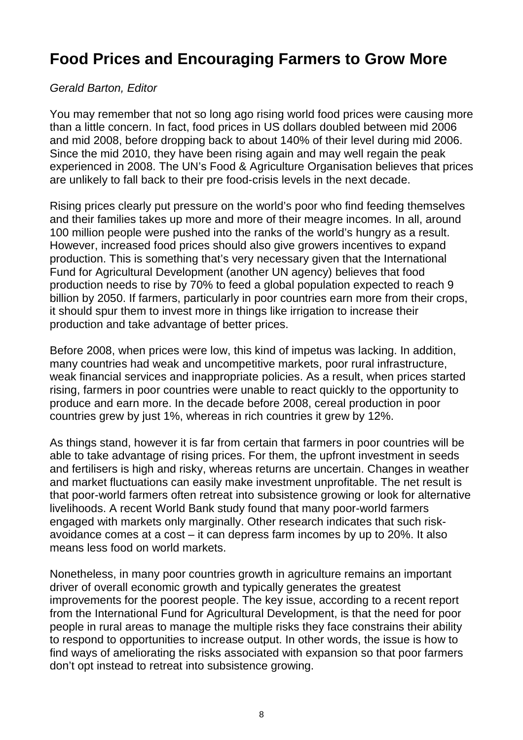# Food Prices and Encouraging Farmers to Grow More

*Gerald Barton, Editor*

You may remember that not so long ago rising world food prices were causing more than a little concern. In fact, food prices in US dollars doubled between mid 2006 and mid 2008, before dropping back to about 140% of their level during mid 2006. Since the mid 2010, they have been rising again and may well regain the peak experienced in 2008. The UN's Food & Agriculture Organisation believes that prices are unlikely to fall back to their pre food-crisis levels in the next decade.

Rising prices clearly put pressure on the world's poor who find feeding themselves and their families takes up more and more of their meagre incomes. In all, around 100 million people were pushed into the ranks of the world's hungry as a result. However, increased food prices should also give growers incentives to expand production. This is something that's very necessary given that the International Fund for Agricultural Development (another UN agency) believes that food production needs to rise by 70% to feed a global population expected to reach 9 billion by 2050. If farmers, particularly in poor countries earn more from their crops, it should spur them to invest more in things like irrigation to increase their production and take advantage of better prices.

Before 2008, when prices were low, this kind of impetus was lacking. In addition, many countries had weak and uncompetitive markets, poor rural infrastructure, weak financial services and inappropriate policies. As a result, when prices started rising, farmers in poor countries were unable to react quickly to the opportunity to produce and earn more. In the decade before 2008, cereal production in poor countries grew by just 1%, whereas in rich countries it grew by 12%.

As things stand, however it is far from certain that farmers in poor countries will be able to take advantage of rising prices. For them, the upfront investment in seeds and fertilisers is high and risky, whereas returns are uncertain. Changes in weather and market fluctuations can easily make investment unprofitable. The net result is that poor-world farmers often retreat into subsistence growing or look for alternative livelihoods. A recent World Bank study found that many poor-world farmers engaged with markets only marginally. Other research indicates that such risk-avoidance comes at a cost – it can depress farm incomes by up to 20%. It also means less food on world markets.

Nonetheless, in many poor countries growth in agriculture remains an important driver of overall economic growth and typically generates the greatest improvements for the poorest people. The key issue, according to a recent report from the International Fund for Agricultural Development, is that the need for poor people in rural areas to manage the multiple risks they face constrains their ability to respond to opportunities to increase output. In other words, the issue is how to find ways of ameliorating the risks associated with expansion so that poor farmers don't opt instead to retreat into subsistence growing.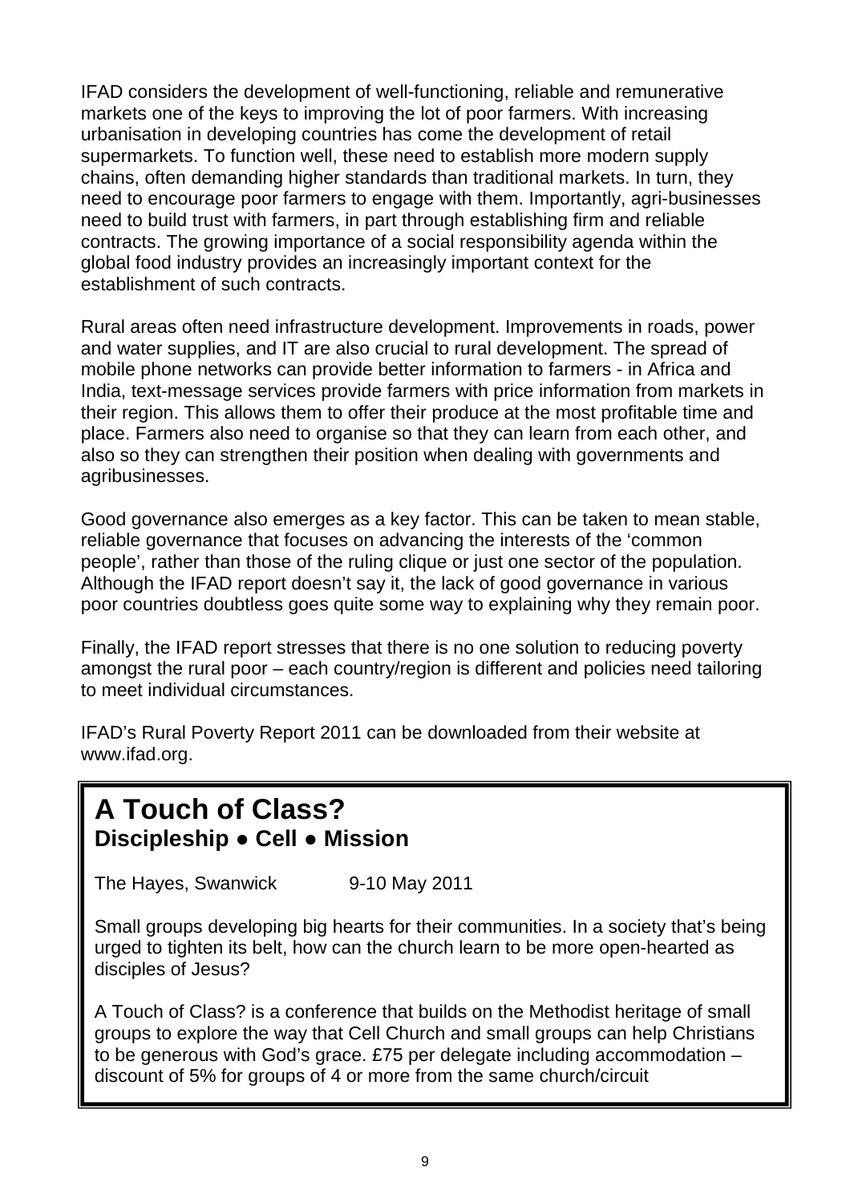IFAD considers the development of well-functioning, reliable and remunerative markets one of the keys to improving the lot of poor farmers. With increasing urbanisation in developing countries has come the development of retail supermarkets. To function well, these need to establish more modern supply chains, often demanding higher standards than traditional markets. In turn, they need to encourage poor farmers to engage with them. Importantly, agri-businesses need to build trust with farmers, in part through establishing firm and reliable contracts. The growing importance of a social responsibility agenda within the global food industry provides an increasingly important context for the establishment of such contracts.

Rural areas often need infrastructure development. Improvements in roads, power and water supplies, and IT are also crucial to rural development. The spread of mobile phone networks can provide better information to farmers - in Africa and India, text-message services provide farmers with price information from markets in their region. This allows them to offer their produce at the most profitable time and place. Farmers also need to organise so that they can learn from each other, and also so they can strengthen their position when dealing with governments and agribusinesses.

Good governance also emerges as a key factor. This can be taken to mean stable, reliable governance that focuses on advancing the interests of the 'common people', rather than those of the ruling clique or just one sector of the population. Although the IFAD report doesn't say it, the lack of good governance in various poor countries doubtless goes quite some way to explaining why they remain poor.

Finally, the IFAD report stresses that there is no one solution to reducing poverty amongst the rural poor – each country/region is different and policies need tailoring to meet individual circumstances.

IFAD's Rural Poverty Report 2011 can be downloaded from their website at www.ifad.org.

# A Touch of Class?

### Discipleship ● Cell ● Mission

The Hayes, Swanwick 9-10 May 2011

Small groups developing big hearts for their communities. In a society that's being urged to tighten its belt, how can the church learn to be more open-hearted as disciples of Jesus?

A Touch of Class? is a conference that builds on the Methodist heritage of small groups to explore the way that Cell Church and small groups can help Christians to be generous with God's grace. £75 per delegate including accommodation – discount of 5% for groups of 4 or more from the same church/circuit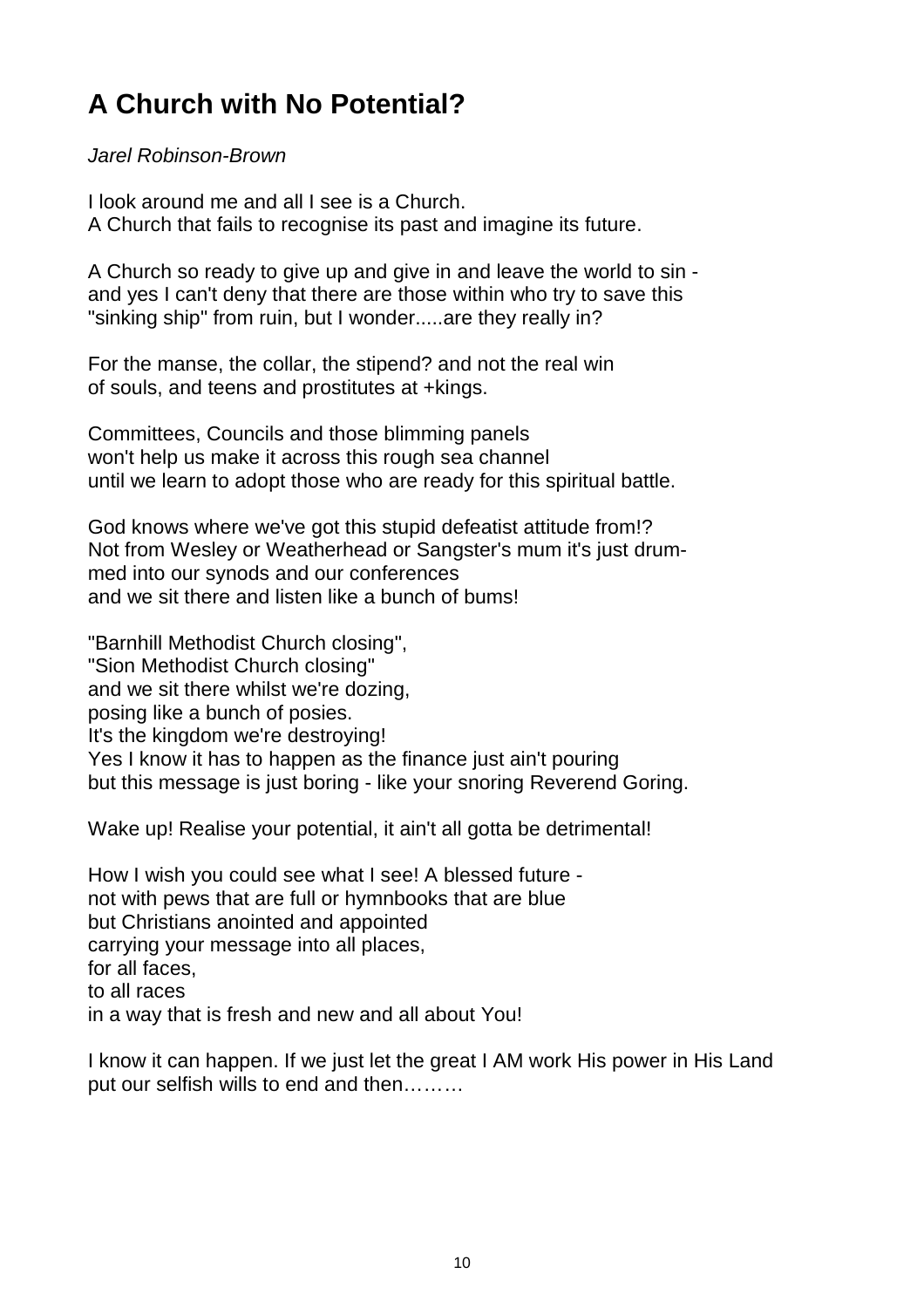# A Church with No Potential?

*Jarel Robinson-Brown*

I look around me and all I see is a Church.
A Church that fails to recognise its past and imagine its future.

A Church so ready to give up and give in and leave the world to sin -
and yes I can't deny that there are those within who try to save this
"sinking ship" from ruin, but I wonder.....are they really in?

For the manse, the collar, the stipend? and not the real win
of souls, and teens and prostitutes at +kings.

Committees, Councils and those blimming panels
won't help us make it across this rough sea channel
until we learn to adopt those who are ready for this spiritual battle.

God knows where we've got this stupid defeatist attitude from!?
Not from Wesley or Weatherhead or Sangster's mum it's just drum-
med into our synods and our conferences
and we sit there and listen like a bunch of bums!

"Barnhill Methodist Church closing",
"Sion Methodist Church closing"
and we sit there whilst we're dozing,
posing like a bunch of posies.
It's the kingdom we're destroying!
Yes I know it has to happen as the finance just ain't pouring
but this message is just boring - like your snoring Reverend Goring.

Wake up! Realise your potential, it ain't all gotta be detrimental!

How I wish you could see what I see! A blessed future -
not with pews that are full or hymnbooks that are blue
but Christians anointed and appointed
carrying your message into all places,
for all faces,
to all races
in a way that is fresh and new and all about You!

I know it can happen. If we just let the great I AM work His power in His Land
put our selfish wills to end and then………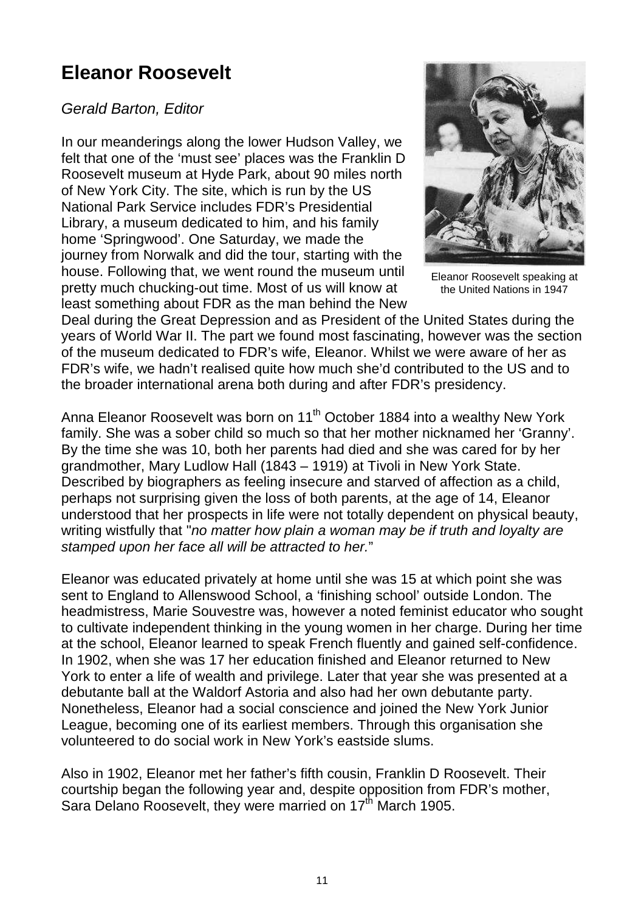# Eleanor Roosevelt

*Gerald Barton, Editor*

In our meanderings along the lower Hudson Valley, we felt that one of the 'must see' places was the Franklin D Roosevelt museum at Hyde Park, about 90 miles north of New York City. The site, which is run by the US National Park Service includes FDR's Presidential Library, a museum dedicated to him, and his family home 'Springwood'. One Saturday, we made the journey from Norwalk and did the tour, starting with the house. Following that, we went round the museum until pretty much chucking-out time. Most of us will know at least something about FDR as the man behind the New Deal during the Great Depression and as President of the United States during the years of World War II. The part we found most fascinating, however was the section of the museum dedicated to FDR's wife, Eleanor. Whilst we were aware of her as FDR's wife, we hadn't realised quite how much she'd contributed to the US and to the broader international arena both during and after FDR's presidency.

Eleanor Roosevelt speaking at the United Nations in 1947

Anna Eleanor Roosevelt was born on 11th October 1884 into a wealthy New York family. She was a sober child so much so that her mother nicknamed her 'Granny'. By the time she was 10, both her parents had died and she was cared for by her grandmother, Mary Ludlow Hall (1843 – 1919) at Tivoli in New York State. Described by biographers as feeling insecure and starved of affection as a child, perhaps not surprising given the loss of both parents, at the age of 14, Eleanor understood that her prospects in life were not totally dependent on physical beauty, writing wistfully that "*no matter how plain a woman may be if truth and loyalty are stamped upon her face all will be attracted to her.*"

Eleanor was educated privately at home until she was 15 at which point she was sent to England to Allenswood School, a 'finishing school' outside London. The headmistress, Marie Souvestre was, however a noted feminist educator who sought to cultivate independent thinking in the young women in her charge. During her time at the school, Eleanor learned to speak French fluently and gained self-confidence. In 1902, when she was 17 her education finished and Eleanor returned to New York to enter a life of wealth and privilege. Later that year she was presented at a debutante ball at the Waldorf Astoria and also had her own debutante party. Nonetheless, Eleanor had a social conscience and joined the New York Junior League, becoming one of its earliest members. Through this organisation she volunteered to do social work in New York's eastside slums.

Also in 1902, Eleanor met her father's fifth cousin, Franklin D Roosevelt. Their courtship began the following year and, despite opposition from FDR's mother, Sara Delano Roosevelt, they were married on 17th March 1905.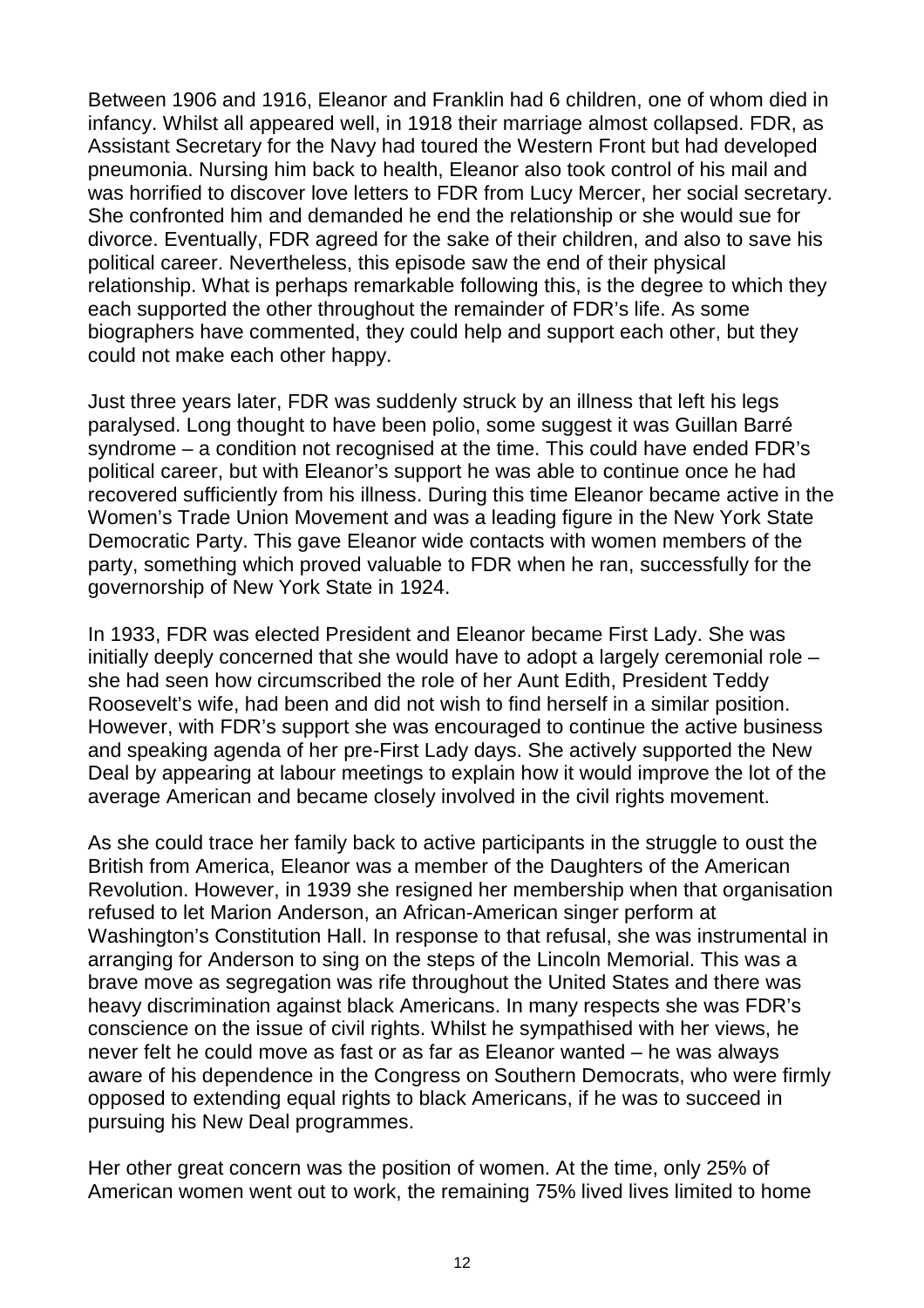Between 1906 and 1916, Eleanor and Franklin had 6 children, one of whom died in infancy. Whilst all appeared well, in 1918 their marriage almost collapsed. FDR, as Assistant Secretary for the Navy had toured the Western Front but had developed pneumonia. Nursing him back to health, Eleanor also took control of his mail and was horrified to discover love letters to FDR from Lucy Mercer, her social secretary. She confronted him and demanded he end the relationship or she would sue for divorce. Eventually, FDR agreed for the sake of their children, and also to save his political career. Nevertheless, this episode saw the end of their physical relationship. What is perhaps remarkable following this, is the degree to which they each supported the other throughout the remainder of FDR's life. As some biographers have commented, they could help and support each other, but they could not make each other happy.

Just three years later, FDR was suddenly struck by an illness that left his legs paralysed. Long thought to have been polio, some suggest it was Guillan Barré syndrome – a condition not recognised at the time. This could have ended FDR's political career, but with Eleanor's support he was able to continue once he had recovered sufficiently from his illness. During this time Eleanor became active in the Women's Trade Union Movement and was a leading figure in the New York State Democratic Party. This gave Eleanor wide contacts with women members of the party, something which proved valuable to FDR when he ran, successfully for the governorship of New York State in 1924.

In 1933, FDR was elected President and Eleanor became First Lady. She was initially deeply concerned that she would have to adopt a largely ceremonial role – she had seen how circumscribed the role of her Aunt Edith, President Teddy Roosevelt's wife, had been and did not wish to find herself in a similar position. However, with FDR's support she was encouraged to continue the active business and speaking agenda of her pre-First Lady days. She actively supported the New Deal by appearing at labour meetings to explain how it would improve the lot of the average American and became closely involved in the civil rights movement.

As she could trace her family back to active participants in the struggle to oust the British from America, Eleanor was a member of the Daughters of the American Revolution. However, in 1939 she resigned her membership when that organisation refused to let Marion Anderson, an African-American singer perform at Washington's Constitution Hall. In response to that refusal, she was instrumental in arranging for Anderson to sing on the steps of the Lincoln Memorial. This was a brave move as segregation was rife throughout the United States and there was heavy discrimination against black Americans. In many respects she was FDR's conscience on the issue of civil rights. Whilst he sympathised with her views, he never felt he could move as fast or as far as Eleanor wanted – he was always aware of his dependence in the Congress on Southern Democrats, who were firmly opposed to extending equal rights to black Americans, if he was to succeed in pursuing his New Deal programmes.

Her other great concern was the position of women. At the time, only 25% of American women went out to work, the remaining 75% lived lives limited to home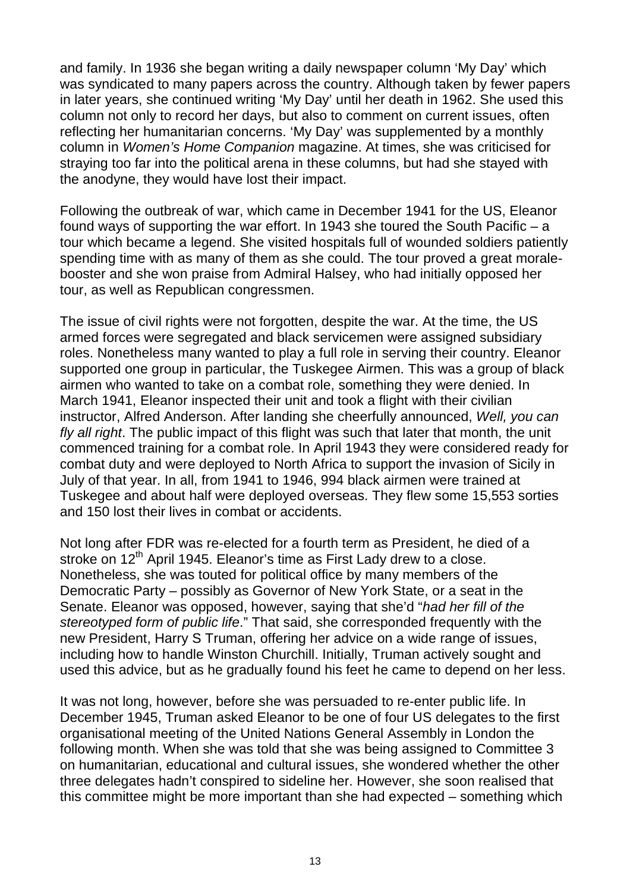and family. In 1936 she began writing a daily newspaper column 'My Day' which was syndicated to many papers across the country. Although taken by fewer papers in later years, she continued writing 'My Day' until her death in 1962. She used this column not only to record her days, but also to comment on current issues, often reflecting her humanitarian concerns. 'My Day' was supplemented by a monthly column in *Women's Home Companion* magazine. At times, she was criticised for straying too far into the political arena in these columns, but had she stayed with the anodyne, they would have lost their impact.

Following the outbreak of war, which came in December 1941 for the US, Eleanor found ways of supporting the war effort. In 1943 she toured the South Pacific – a tour which became a legend. She visited hospitals full of wounded soldiers patiently spending time with as many of them as she could. The tour proved a great morale-booster and she won praise from Admiral Halsey, who had initially opposed her tour, as well as Republican congressmen.

The issue of civil rights were not forgotten, despite the war. At the time, the US armed forces were segregated and black servicemen were assigned subsidiary roles. Nonetheless many wanted to play a full role in serving their country. Eleanor supported one group in particular, the Tuskegee Airmen. This was a group of black airmen who wanted to take on a combat role, something they were denied. In March 1941, Eleanor inspected their unit and took a flight with their civilian instructor, Alfred Anderson. After landing she cheerfully announced, *Well, you can fly all right*. The public impact of this flight was such that later that month, the unit commenced training for a combat role. In April 1943 they were considered ready for combat duty and were deployed to North Africa to support the invasion of Sicily in July of that year. In all, from 1941 to 1946, 994 black airmen were trained at Tuskegee and about half were deployed overseas. They flew some 15,553 sorties and 150 lost their lives in combat or accidents.

Not long after FDR was re-elected for a fourth term as President, he died of a stroke on 12th April 1945. Eleanor's time as First Lady drew to a close. Nonetheless, she was touted for political office by many members of the Democratic Party – possibly as Governor of New York State, or a seat in the Senate. Eleanor was opposed, however, saying that she'd "*had her fill of the stereotyped form of public life*." That said, she corresponded frequently with the new President, Harry S Truman, offering her advice on a wide range of issues, including how to handle Winston Churchill. Initially, Truman actively sought and used this advice, but as he gradually found his feet he came to depend on her less.

It was not long, however, before she was persuaded to re-enter public life. In December 1945, Truman asked Eleanor to be one of four US delegates to the first organisational meeting of the United Nations General Assembly in London the following month. When she was told that she was being assigned to Committee 3 on humanitarian, educational and cultural issues, she wondered whether the other three delegates hadn't conspired to sideline her. However, she soon realised that this committee might be more important than she had expected – something which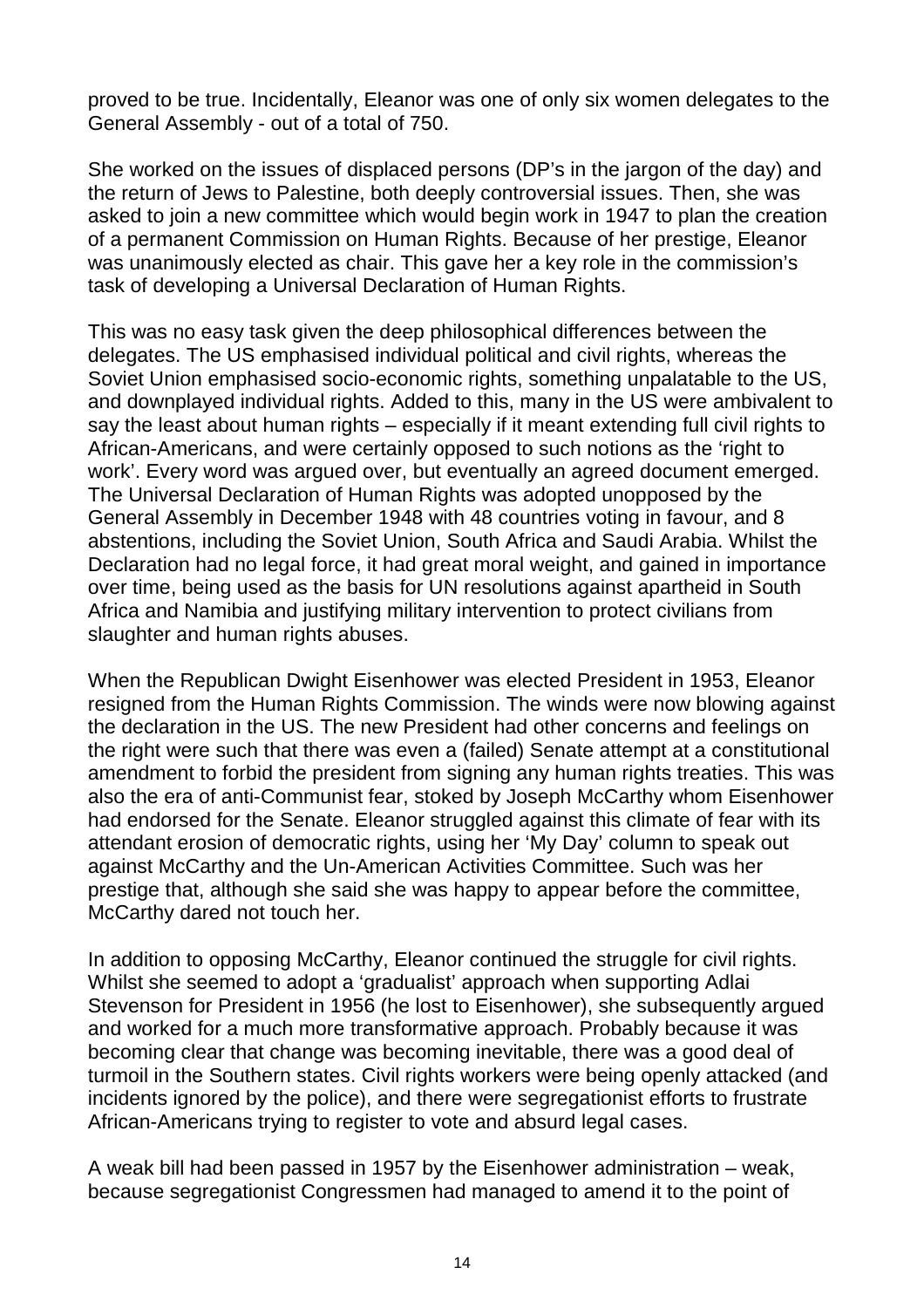proved to be true. Incidentally, Eleanor was one of only six women delegates to the General Assembly - out of a total of 750.

She worked on the issues of displaced persons (DP's in the jargon of the day) and the return of Jews to Palestine, both deeply controversial issues. Then, she was asked to join a new committee which would begin work in 1947 to plan the creation of a permanent Commission on Human Rights. Because of her prestige, Eleanor was unanimously elected as chair. This gave her a key role in the commission's task of developing a Universal Declaration of Human Rights.

This was no easy task given the deep philosophical differences between the delegates. The US emphasised individual political and civil rights, whereas the Soviet Union emphasised socio-economic rights, something unpalatable to the US, and downplayed individual rights. Added to this, many in the US were ambivalent to say the least about human rights – especially if it meant extending full civil rights to African-Americans, and were certainly opposed to such notions as the 'right to work'. Every word was argued over, but eventually an agreed document emerged. The Universal Declaration of Human Rights was adopted unopposed by the General Assembly in December 1948 with 48 countries voting in favour, and 8 abstentions, including the Soviet Union, South Africa and Saudi Arabia. Whilst the Declaration had no legal force, it had great moral weight, and gained in importance over time, being used as the basis for UN resolutions against apartheid in South Africa and Namibia and justifying military intervention to protect civilians from slaughter and human rights abuses.

When the Republican Dwight Eisenhower was elected President in 1953, Eleanor resigned from the Human Rights Commission. The winds were now blowing against the declaration in the US. The new President had other concerns and feelings on the right were such that there was even a (failed) Senate attempt at a constitutional amendment to forbid the president from signing any human rights treaties. This was also the era of anti-Communist fear, stoked by Joseph McCarthy whom Eisenhower had endorsed for the Senate. Eleanor struggled against this climate of fear with its attendant erosion of democratic rights, using her 'My Day' column to speak out against McCarthy and the Un-American Activities Committee. Such was her prestige that, although she said she was happy to appear before the committee, McCarthy dared not touch her.

In addition to opposing McCarthy, Eleanor continued the struggle for civil rights. Whilst she seemed to adopt a 'gradualist' approach when supporting Adlai Stevenson for President in 1956 (he lost to Eisenhower), she subsequently argued and worked for a much more transformative approach. Probably because it was becoming clear that change was becoming inevitable, there was a good deal of turmoil in the Southern states. Civil rights workers were being openly attacked (and incidents ignored by the police), and there were segregationist efforts to frustrate African-Americans trying to register to vote and absurd legal cases.

A weak bill had been passed in 1957 by the Eisenhower administration – weak, because segregationist Congressmen had managed to amend it to the point of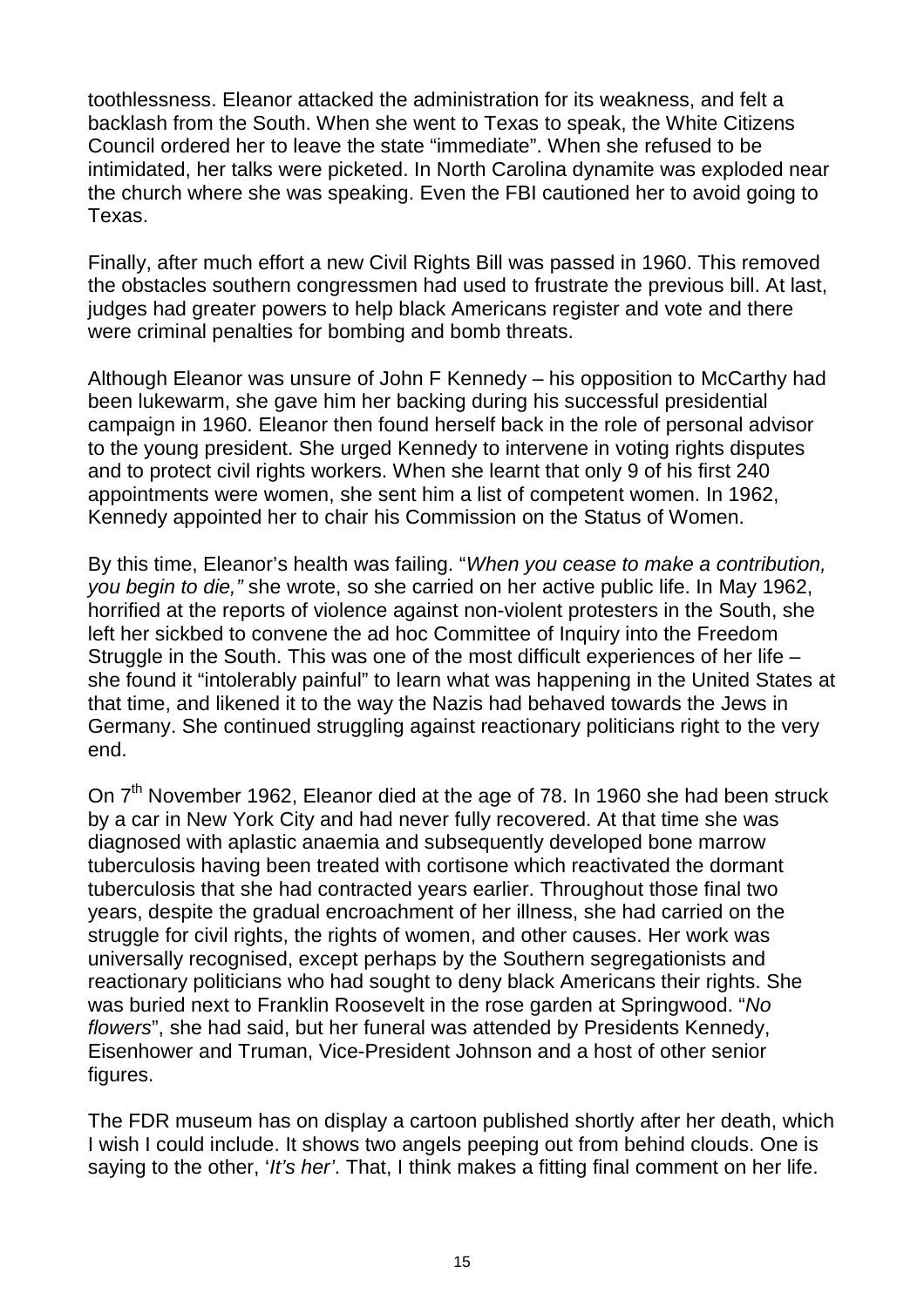toothlessness. Eleanor attacked the administration for its weakness, and felt a backlash from the South. When she went to Texas to speak, the White Citizens Council ordered her to leave the state "immediate". When she refused to be intimidated, her talks were picketed. In North Carolina dynamite was exploded near the church where she was speaking. Even the FBI cautioned her to avoid going to Texas.

Finally, after much effort a new Civil Rights Bill was passed in 1960. This removed the obstacles southern congressmen had used to frustrate the previous bill. At last, judges had greater powers to help black Americans register and vote and there were criminal penalties for bombing and bomb threats.

Although Eleanor was unsure of John F Kennedy – his opposition to McCarthy had been lukewarm, she gave him her backing during his successful presidential campaign in 1960. Eleanor then found herself back in the role of personal advisor to the young president. She urged Kennedy to intervene in voting rights disputes and to protect civil rights workers. When she learnt that only 9 of his first 240 appointments were women, she sent him a list of competent women. In 1962, Kennedy appointed her to chair his Commission on the Status of Women.

By this time, Eleanor's health was failing. "*When you cease to make a contribution, you begin to die,"* she wrote, so she carried on her active public life. In May 1962, horrified at the reports of violence against non-violent protesters in the South, she left her sickbed to convene the ad hoc Committee of Inquiry into the Freedom Struggle in the South. This was one of the most difficult experiences of her life – she found it "intolerably painful" to learn what was happening in the United States at that time, and likened it to the way the Nazis had behaved towards the Jews in Germany. She continued struggling against reactionary politicians right to the very end.

On 7th November 1962, Eleanor died at the age of 78. In 1960 she had been struck by a car in New York City and had never fully recovered. At that time she was diagnosed with aplastic anaemia and subsequently developed bone marrow tuberculosis having been treated with cortisone which reactivated the dormant tuberculosis that she had contracted years earlier. Throughout those final two years, despite the gradual encroachment of her illness, she had carried on the struggle for civil rights, the rights of women, and other causes. Her work was universally recognised, except perhaps by the Southern segregationists and reactionary politicians who had sought to deny black Americans their rights. She was buried next to Franklin Roosevelt in the rose garden at Springwood. "*No flowers*", she had said, but her funeral was attended by Presidents Kennedy, Eisenhower and Truman, Vice-President Johnson and a host of other senior figures.

The FDR museum has on display a cartoon published shortly after her death, which I wish I could include. It shows two angels peeping out from behind clouds. One is saying to the other, '*It's her'*. That, I think makes a fitting final comment on her life.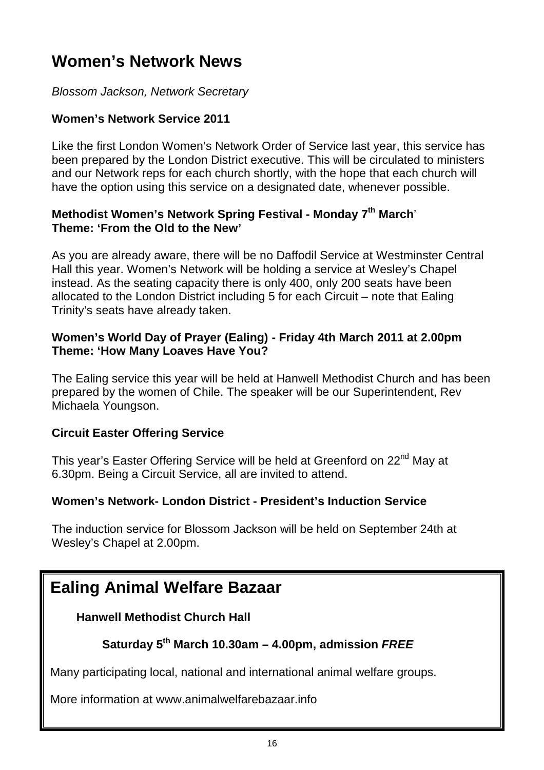# Women's Network News

*Blossom Jackson, Network Secretary*

**Women's Network Service 2011**

Like the first London Women's Network Order of Service last year, this service has been prepared by the London District executive. This will be circulated to ministers and our Network reps for each church shortly, with the hope that each church will have the option using this service on a designated date, whenever possible.

**Methodist Women's Network Spring Festival - Monday 7th March**'
**Theme: 'From the Old to the New'**

As you are already aware, there will be no Daffodil Service at Westminster Central Hall this year. Women's Network will be holding a service at Wesley's Chapel instead. As the seating capacity there is only 400, only 200 seats have been allocated to the London District including 5 for each Circuit – note that Ealing Trinity's seats have already taken.

**Women's World Day of Prayer (Ealing) - Friday 4th March 2011 at 2.00pm**
**Theme: 'How Many Loaves Have You?**

The Ealing service this year will be held at Hanwell Methodist Church and has been prepared by the women of Chile. The speaker will be our Superintendent, Rev Michaela Youngson.

**Circuit Easter Offering Service**

This year's Easter Offering Service will be held at Greenford on 22nd May at 6.30pm. Being a Circuit Service, all are invited to attend.

**Women's Network- London District - President's Induction Service**

The induction service for Blossom Jackson will be held on September 24th at Wesley's Chapel at 2.00pm.

# Ealing Animal Welfare Bazaar

**Hanwell Methodist Church Hall**

**Saturday 5th March 10.30am – 4.00pm, admission *FREE***

Many participating local, national and international animal welfare groups.

More information at www.animalwelfarebazaar.info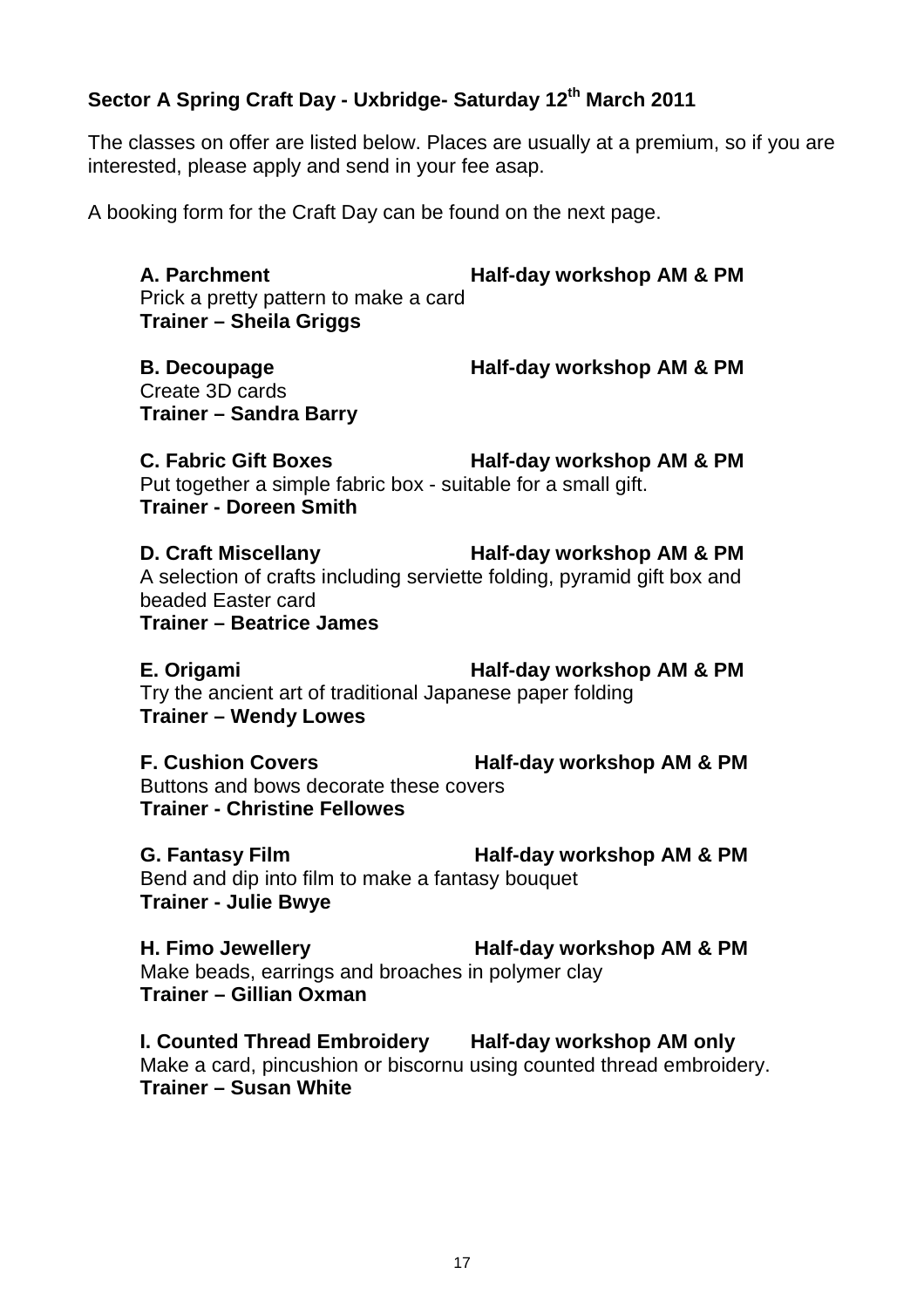**Sector A Spring Craft Day - Uxbridge- Saturday 12th March 2011**

The classes on offer are listed below. Places are usually at a premium, so if you are interested, please apply and send in your fee asap.

A booking form for the Craft Day can be found on the next page.

**A. Parchment** **Half-day workshop AM & PM**
Prick a pretty pattern to make a card
**Trainer – Sheila Griggs**

**B. Decoupage** **Half-day workshop AM & PM**
Create 3D cards
**Trainer – Sandra Barry**

**C. Fabric Gift Boxes** **Half-day workshop AM & PM**
Put together a simple fabric box - suitable for a small gift.
**Trainer - Doreen Smith**

**D. Craft Miscellany** **Half-day workshop AM & PM**
A selection of crafts including serviette folding, pyramid gift box and beaded Easter card
**Trainer – Beatrice James**

**E. Origami** **Half-day workshop AM & PM**
Try the ancient art of traditional Japanese paper folding
**Trainer – Wendy Lowes**

**F. Cushion Covers** **Half-day workshop AM & PM**
Buttons and bows decorate these covers
**Trainer - Christine Fellowes**

**G. Fantasy Film** **Half-day workshop AM & PM**
Bend and dip into film to make a fantasy bouquet
**Trainer - Julie Bwye**

**H. Fimo Jewellery** **Half-day workshop AM & PM**
Make beads, earrings and broaches in polymer clay
**Trainer – Gillian Oxman**

**I. Counted Thread Embroidery** **Half-day workshop AM only**
Make a card, pincushion or biscornu using counted thread embroidery.
**Trainer – Susan White**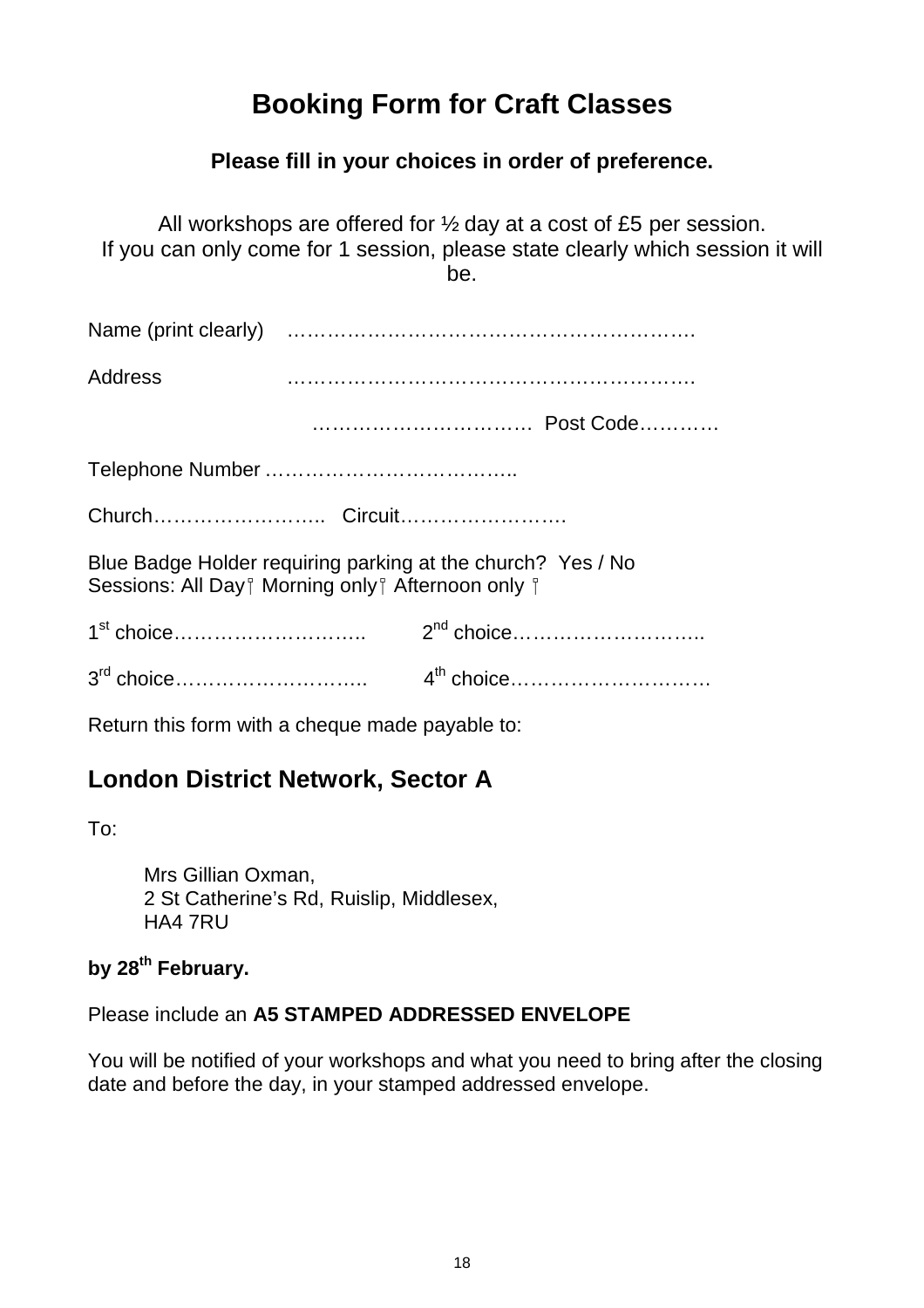# Booking Form for Craft Classes

**Please fill in your choices in order of preference.**

All workshops are offered for ½ day at a cost of £5 per session.
If you can only come for 1 session, please state clearly which session it will be.

Name (print clearly) …………………………………………………….

Address …………………………………………………….

…………………………… Post Code…………

Telephone Number ………………………………..

Church…………………….. Circuit…………………….

Blue Badge Holder requiring parking at the church? Yes / No
Sessions: All Day ☐ Morning only ☐ Afternoon only ☐

1st choice……………………….. 2nd choice………………………..

3rd choice……………………….. 4th choice………………………….

Return this form with a cheque made payable to:

## London District Network, Sector A

To:

Mrs Gillian Oxman,
2 St Catherine's Rd, Ruislip, Middlesex,
HA4 7RU

**by 28th February.**

Please include an **A5 STAMPED ADDRESSED ENVELOPE**

You will be notified of your workshops and what you need to bring after the closing date and before the day, in your stamped addressed envelope.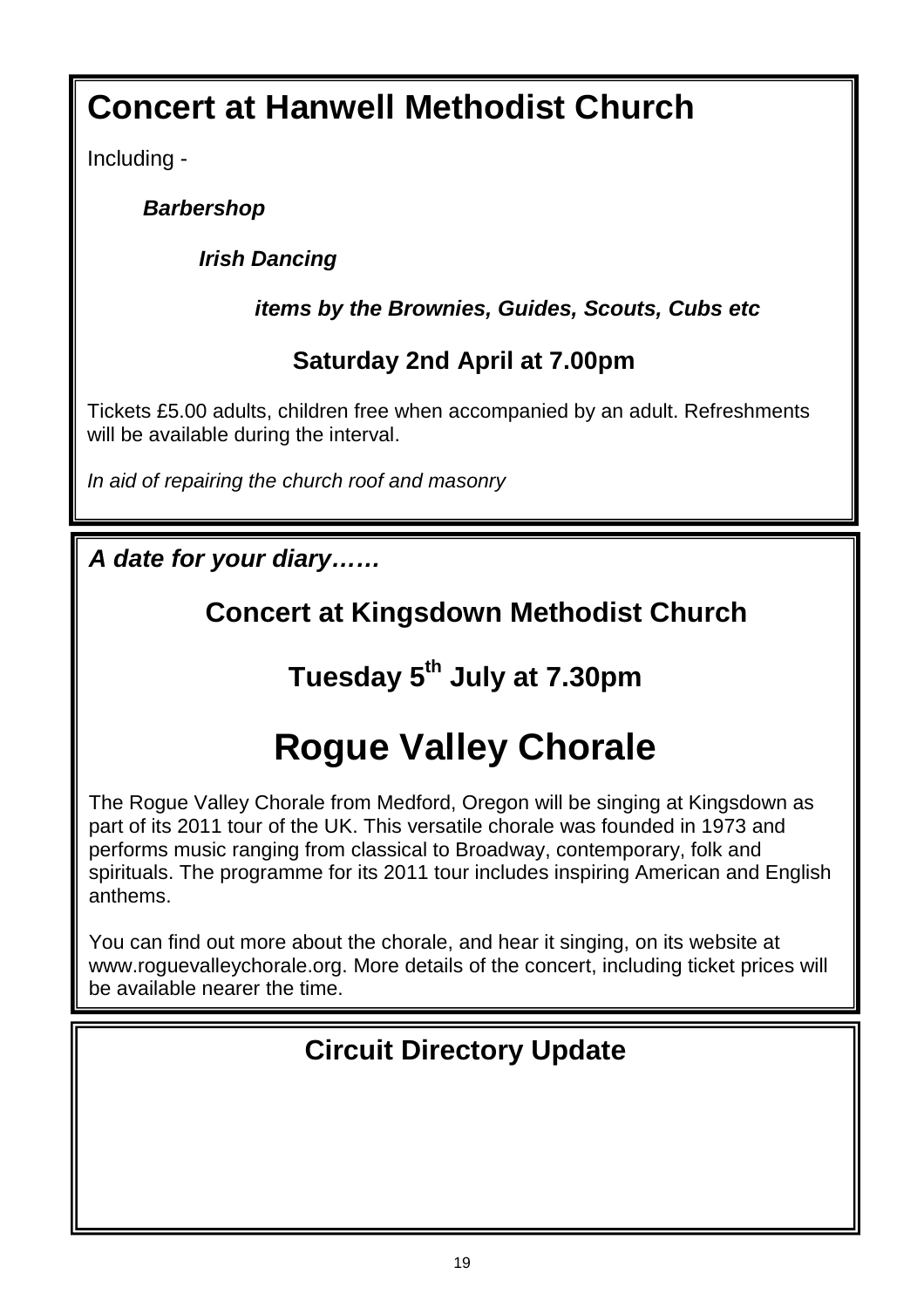## Concert at Hanwell Methodist Church

Including -

***Barbershop***

***Irish Dancing***

***items by the Brownies, Guides, Scouts, Cubs etc***

**Saturday 2nd April at 7.00pm**

Tickets £5.00 adults, children free when accompanied by an adult. Refreshments will be available during the interval.

*In aid of repairing the church roof and masonry*

***A date for your diary……***

**Concert at Kingsdown Methodist Church**

**Tuesday 5th July at 7.30pm**

## Rogue Valley Chorale

The Rogue Valley Chorale from Medford, Oregon will be singing at Kingsdown as part of its 2011 tour of the UK. This versatile chorale was founded in 1973 and performs music ranging from classical to Broadway, contemporary, folk and spirituals. The programme for its 2011 tour includes inspiring American and English anthems.

You can find out more about the chorale, and hear it singing, on its website at www.roguevalleychorale.org. More details of the concert, including ticket prices will be available nearer the time.

## Circuit Directory Update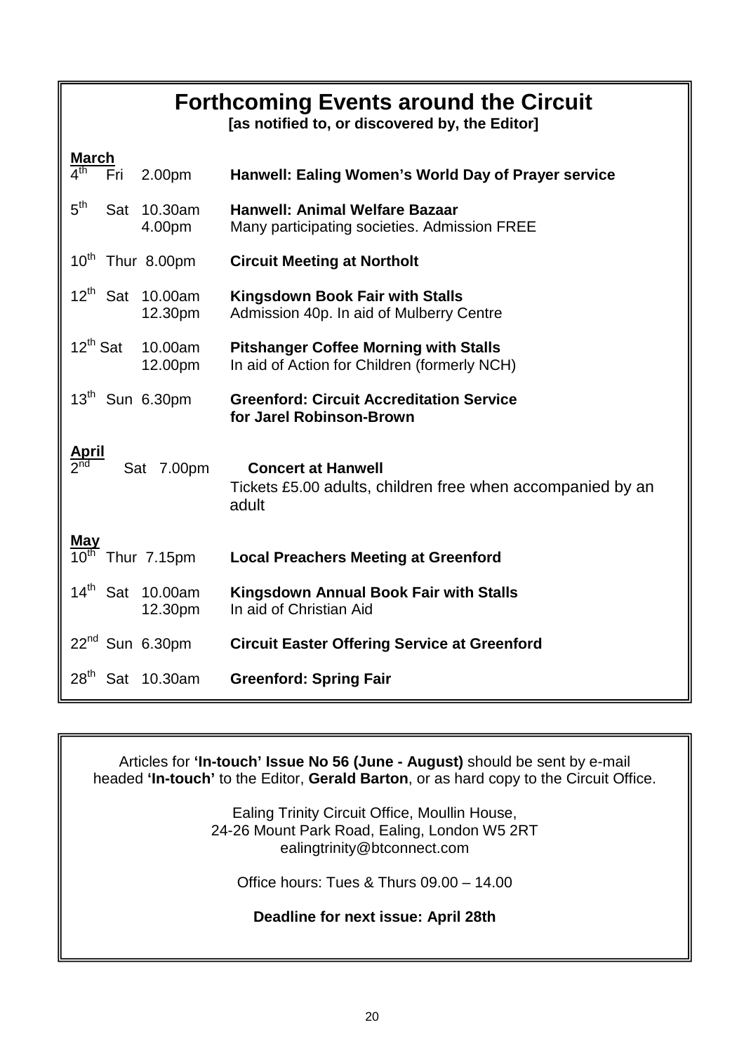# Forthcoming Events around the Circuit

**[as notified to, or discovered by, the Editor]**

**March**

| | | |
|---|---|---|
| 4th Fri | 2.00pm | **Hanwell: Ealing Women's World Day of Prayer service** |
| 5th Sat | 10.30am<br>4.00pm | **Hanwell: Animal Welfare Bazaar**<br>Many participating societies. Admission FREE |
| 10th Thur | 8.00pm | **Circuit Meeting at Northolt** |
| 12th Sat | 10.00am<br>12.30pm | **Kingsdown Book Fair with Stalls**<br>Admission 40p. In aid of Mulberry Centre |
| 12th Sat | 10.00am<br>12.00pm | **Pitshanger Coffee Morning with Stalls**<br>In aid of Action for Children (formerly NCH) |
| 13th Sun | 6.30pm | **Greenford: Circuit Accreditation Service for Jarel Robinson-Brown** |

**April**

| | | |
|---|---|---|
| 2nd Sat | 7.00pm | **Concert at Hanwell**<br>Tickets £5.00 adults, children free when accompanied by an adult |

**May**

| | | |
|---|---|---|
| 10th Thur | 7.15pm | **Local Preachers Meeting at Greenford** |
| 14th Sat | 10.00am<br>12.30pm | **Kingsdown Annual Book Fair with Stalls**<br>In aid of Christian Aid |
| 22nd Sun | 6.30pm | **Circuit Easter Offering Service at Greenford** |
| 28th Sat | 10.30am | **Greenford: Spring Fair** |

---

Articles for **'In-touch' Issue No 56 (June - August)** should be sent by e-mail headed **'In-touch'** to the Editor, **Gerald Barton**, or as hard copy to the Circuit Office.

Ealing Trinity Circuit Office, Moullin House,
24-26 Mount Park Road, Ealing, London W5 2RT
ealingtrinity@btconnect.com

Office hours: Tues & Thurs 09.00 – 14.00

**Deadline for next issue: April 28th**